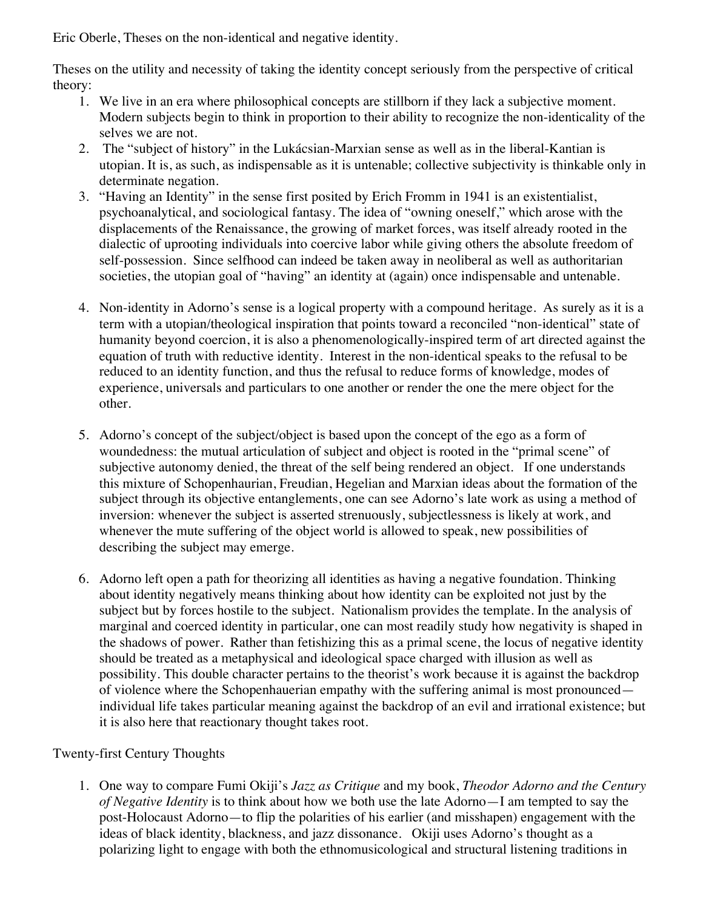Eric Oberle, Theses on the non-identical and negative identity.

Theses on the utility and necessity of taking the identity concept seriously from the perspective of critical theory:

1. We live in an era where philosophical concepts are stillborn if they lack a subjective moment. Modern subjects begin to think in proportion to their ability to recognize the non-identicality of the selves we are not.
2. The "subject of history" in the Lukácsian-Marxian sense as well as in the liberal-Kantian is utopian. It is, as such, as indispensable as it is untenable; collective subjectivity is thinkable only in determinate negation.
3. "Having an Identity" in the sense first posited by Erich Fromm in 1941 is an existentialist, psychoanalytical, and sociological fantasy. The idea of "owning oneself," which arose with the displacements of the Renaissance, the growing of market forces, was itself already rooted in the dialectic of uprooting individuals into coercive labor while giving others the absolute freedom of self-possession. Since selfhood can indeed be taken away in neoliberal as well as authoritarian societies, the utopian goal of "having" an identity at (again) once indispensable and untenable.

4. Non-identity in Adorno's sense is a logical property with a compound heritage. As surely as it is a term with a utopian/theological inspiration that points toward a reconciled "non-identical" state of humanity beyond coercion, it is also a phenomenologically-inspired term of art directed against the equation of truth with reductive identity. Interest in the non-identical speaks to the refusal to be reduced to an identity function, and thus the refusal to reduce forms of knowledge, modes of experience, universals and particulars to one another or render the one the mere object for the other.

5. Adorno's concept of the subject/object is based upon the concept of the ego as a form of woundedness: the mutual articulation of subject and object is rooted in the "primal scene" of subjective autonomy denied, the threat of the self being rendered an object. If one understands this mixture of Schopenhaurian, Freudian, Hegelian and Marxian ideas about the formation of the subject through its objective entanglements, one can see Adorno's late work as using a method of inversion: whenever the subject is asserted strenuously, subjectlessness is likely at work, and whenever the mute suffering of the object world is allowed to speak, new possibilities of describing the subject may emerge.

6. Adorno left open a path for theorizing all identities as having a negative foundation. Thinking about identity negatively means thinking about how identity can be exploited not just by the subject but by forces hostile to the subject. Nationalism provides the template. In the analysis of marginal and coerced identity in particular, one can most readily study how negativity is shaped in the shadows of power. Rather than fetishizing this as a primal scene, the locus of negative identity should be treated as a metaphysical and ideological space charged with illusion as well as possibility. This double character pertains to the theorist's work because it is against the backdrop of violence where the Schopenhauerian empathy with the suffering animal is most pronounced—individual life takes particular meaning against the backdrop of an evil and irrational existence; but it is also here that reactionary thought takes root.

Twenty-first Century Thoughts

1. One way to compare Fumi Okiji's *Jazz as Critique* and my book, *Theodor Adorno and the Century of Negative Identity* is to think about how we both use the late Adorno—I am tempted to say the post-Holocaust Adorno—to flip the polarities of his earlier (and misshapen) engagement with the ideas of black identity, blackness, and jazz dissonance. Okiji uses Adorno's thought as a polarizing light to engage with both the ethnomusicological and structural listening traditions in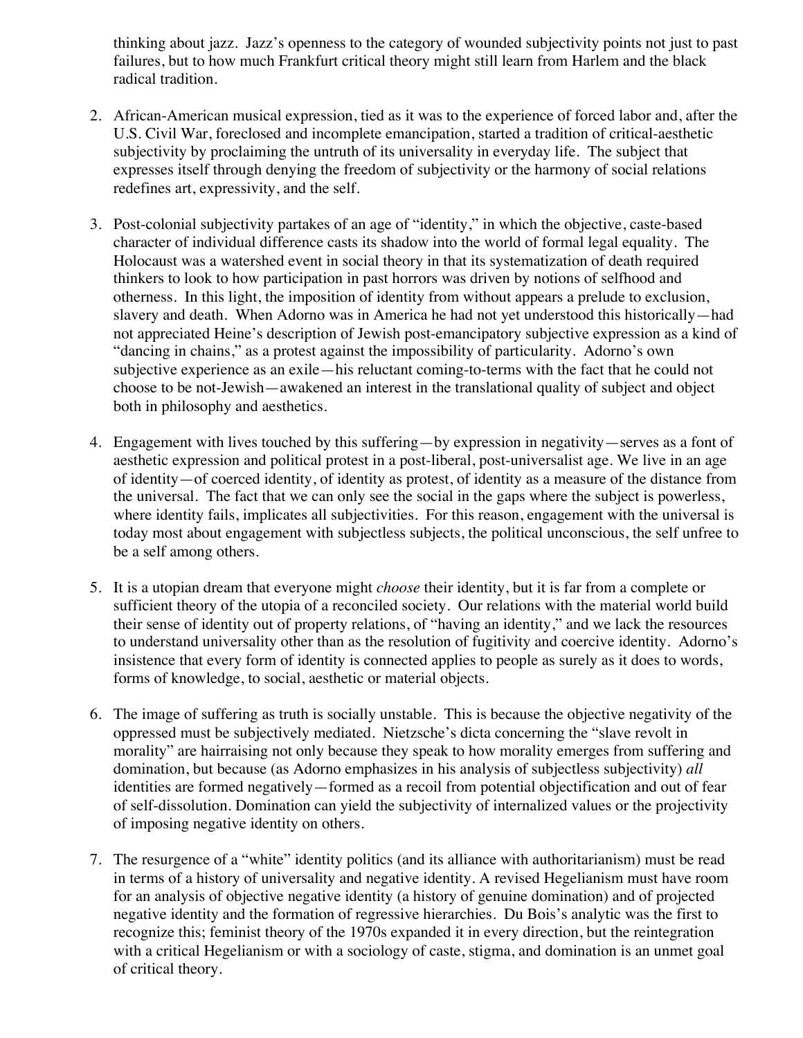thinking about jazz. Jazz's openness to the category of wounded subjectivity points not just to past failures, but to how much Frankfurt critical theory might still learn from Harlem and the black radical tradition.

2. African-American musical expression, tied as it was to the experience of forced labor and, after the U.S. Civil War, foreclosed and incomplete emancipation, started a tradition of critical-aesthetic subjectivity by proclaiming the untruth of its universality in everyday life. The subject that expresses itself through denying the freedom of subjectivity or the harmony of social relations redefines art, expressivity, and the self.

3. Post-colonial subjectivity partakes of an age of "identity," in which the objective, caste-based character of individual difference casts its shadow into the world of formal legal equality. The Holocaust was a watershed event in social theory in that its systematization of death required thinkers to look to how participation in past horrors was driven by notions of selfhood and otherness. In this light, the imposition of identity from without appears a prelude to exclusion, slavery and death. When Adorno was in America he had not yet understood this historically—had not appreciated Heine's description of Jewish post-emancipatory subjective expression as a kind of "dancing in chains," as a protest against the impossibility of particularity. Adorno's own subjective experience as an exile—his reluctant coming-to-terms with the fact that he could not choose to be not-Jewish—awakened an interest in the translational quality of subject and object both in philosophy and aesthetics.

4. Engagement with lives touched by this suffering—by expression in negativity—serves as a font of aesthetic expression and political protest in a post-liberal, post-universalist age. We live in an age of identity—of coerced identity, of identity as protest, of identity as a measure of the distance from the universal. The fact that we can only see the social in the gaps where the subject is powerless, where identity fails, implicates all subjectivities. For this reason, engagement with the universal is today most about engagement with subjectless subjects, the political unconscious, the self unfree to be a self among others.

5. It is a utopian dream that everyone might *choose* their identity, but it is far from a complete or sufficient theory of the utopia of a reconciled society. Our relations with the material world build their sense of identity out of property relations, of "having an identity," and we lack the resources to understand universality other than as the resolution of fugitivity and coercive identity. Adorno's insistence that every form of identity is connected applies to people as surely as it does to words, forms of knowledge, to social, aesthetic or material objects.

6. The image of suffering as truth is socially unstable. This is because the objective negativity of the oppressed must be subjectively mediated. Nietzsche's dicta concerning the "slave revolt in morality" are hairraising not only because they speak to how morality emerges from suffering and domination, but because (as Adorno emphasizes in his analysis of subjectless subjectivity) *all* identities are formed negatively—formed as a recoil from potential objectification and out of fear of self-dissolution. Domination can yield the subjectivity of internalized values or the projectivity of imposing negative identity on others.

7. The resurgence of a "white" identity politics (and its alliance with authoritarianism) must be read in terms of a history of universality and negative identity. A revised Hegelianism must have room for an analysis of objective negative identity (a history of genuine domination) and of projected negative identity and the formation of regressive hierarchies. Du Bois's analytic was the first to recognize this; feminist theory of the 1970s expanded it in every direction, but the reintegration with a critical Hegelianism or with a sociology of caste, stigma, and domination is an unmet goal of critical theory.